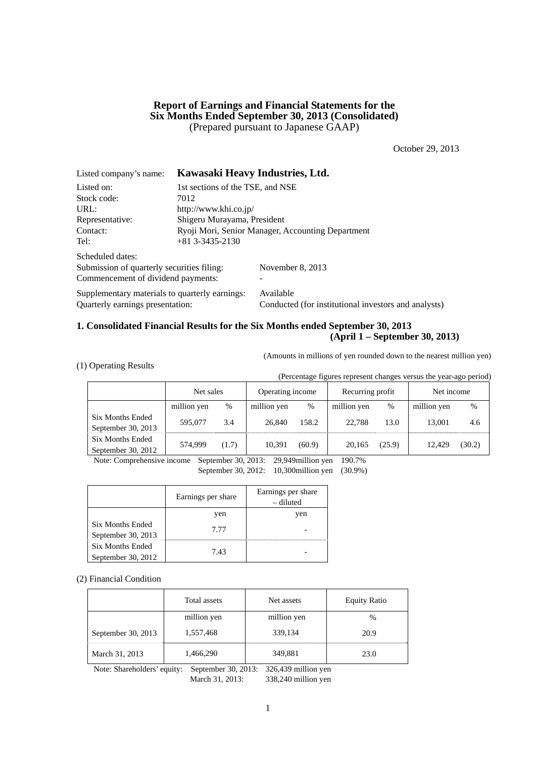# Report of Earnings and Financial Statements for the Six Months Ended September 30, 2013 (Consolidated)

(Prepared pursuant to Japanese GAAP)

October 29, 2013

Listed company's name: **Kawasaki Heavy Industries, Ltd.**

Listed on: 1st sections of the TSE, and NSE
Stock code: 7012
URL: http://www.khi.co.jp/
Representative: Shigeru Murayama, President
Contact: Ryoji Mori, Senior Manager, Accounting Department
Tel: +81 3-3435-2130

Scheduled dates:
Submission of quarterly securities filing: November 8, 2013
Commencement of dividend payments: -

Supplementary materials to quarterly earnings: Available
Quarterly earnings presentation: Conducted (for institutional investors and analysts)

## 1. Consolidated Financial Results for the Six Months ended September 30, 2013 (April 1 – September 30, 2013)

(Amounts in millions of yen rounded down to the nearest million yen)

(1) Operating Results

(Percentage figures represent changes versus the year-ago period)

| | Net sales | | Operating income | | Recurring profit | | Net income | |
|---|---|---|---|---|---|---|---|---|
| | million yen | % | million yen | % | million yen | % | million yen | % |
| Six Months Ended September 30, 2013 | 595,077 | 3.4 | 26,840 | 158.2 | 22,788 | 13.0 | 13,001 | 4.6 |
| Six Months Ended September 30, 2012 | 574,999 | (1.7) | 10,391 | (60.9) | 20,165 | (25.9) | 12,429 | (30.2) |

Note: Comprehensive income September 30, 2013: 29,949million yen 190.7%
September 30, 2012: 10,300million yen (30.9%)

| | Earnings per share | Earnings per share – diluted |
|---|---|---|
| | yen | yen |
| Six Months Ended September 30, 2013 | 7.77 | - |
| Six Months Ended September 30, 2012 | 7.43 | - |

(2) Financial Condition

| | Total assets | Net assets | Equity Ratio |
|---|---|---|---|
| | million yen | million yen | % |
| September 30, 2013 | 1,557,468 | 339,134 | 20.9 |
| March 31, 2013 | 1,466,290 | 349,881 | 23.0 |

Note: Shareholders' equity: September 30, 2013: 326,439 million yen
March 31, 2013: 338,240 million yen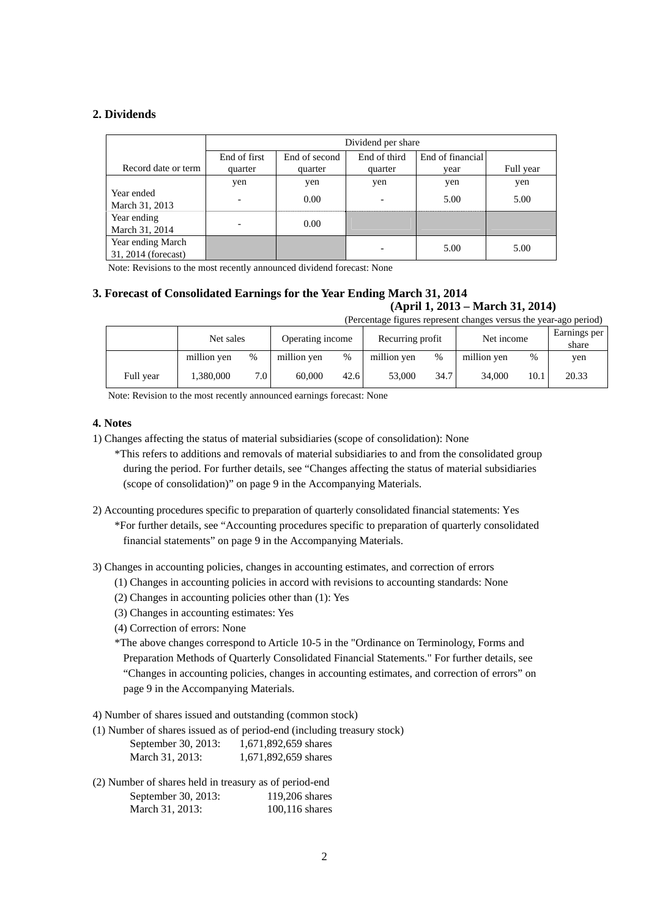## 2. Dividends

| Record date or term | Dividend per share | | | | |
|---|---|---|---|---|---|
| | End of first quarter | End of second quarter | End of third quarter | End of financial year | Full year |
| | yen | yen | yen | yen | yen |
| Year ended March 31, 2013 | - | 0.00 | - | 5.00 | 5.00 |
| Year ending March 31, 2014 | - | 0.00 | | | |
| Year ending March 31, 2014 (forecast) | | | - | 5.00 | 5.00 |

Note: Revisions to the most recently announced dividend forecast: None

## 3. Forecast of Consolidated Earnings for the Year Ending March 31, 2014

**(April 1, 2013 – March 31, 2014)**

(Percentage figures represent changes versus the year-ago period)

| | Net sales | | Operating income | | Recurring profit | | Net income | | Earnings per share |
|---|---|---|---|---|---|---|---|---|---|
| | million yen | % | million yen | % | million yen | % | million yen | % | yen |
| Full year | 1,380,000 | 7.0 | 60,000 | 42.6 | 53,000 | 34.7 | 34,000 | 10.1 | 20.33 |

Note: Revision to the most recently announced earnings forecast: None

## 4. Notes

1) Changes affecting the status of material subsidiaries (scope of consolidation): None

*This refers to additions and removals of material subsidiaries to and from the consolidated group during the period. For further details, see "Changes affecting the status of material subsidiaries (scope of consolidation)" on page 9 in the Accompanying Materials.

2) Accounting procedures specific to preparation of quarterly consolidated financial statements: Yes

*For further details, see "Accounting procedures specific to preparation of quarterly consolidated financial statements" on page 9 in the Accompanying Materials.

3) Changes in accounting policies, changes in accounting estimates, and correction of errors

(1) Changes in accounting policies in accord with revisions to accounting standards: None

(2) Changes in accounting policies other than (1): Yes

(3) Changes in accounting estimates: Yes

(4) Correction of errors: None

*The above changes correspond to Article 10-5 in the "Ordinance on Terminology, Forms and Preparation Methods of Quarterly Consolidated Financial Statements." For further details, see "Changes in accounting policies, changes in accounting estimates, and correction of errors" on page 9 in the Accompanying Materials.

4) Number of shares issued and outstanding (common stock)

(1) Number of shares issued as of period-end (including treasury stock)

September 30, 2013: 1,671,892,659 shares
March 31, 2013: 1,671,892,659 shares

(2) Number of shares held in treasury as of period-end

September 30, 2013: 119,206 shares
March 31, 2013: 100,116 shares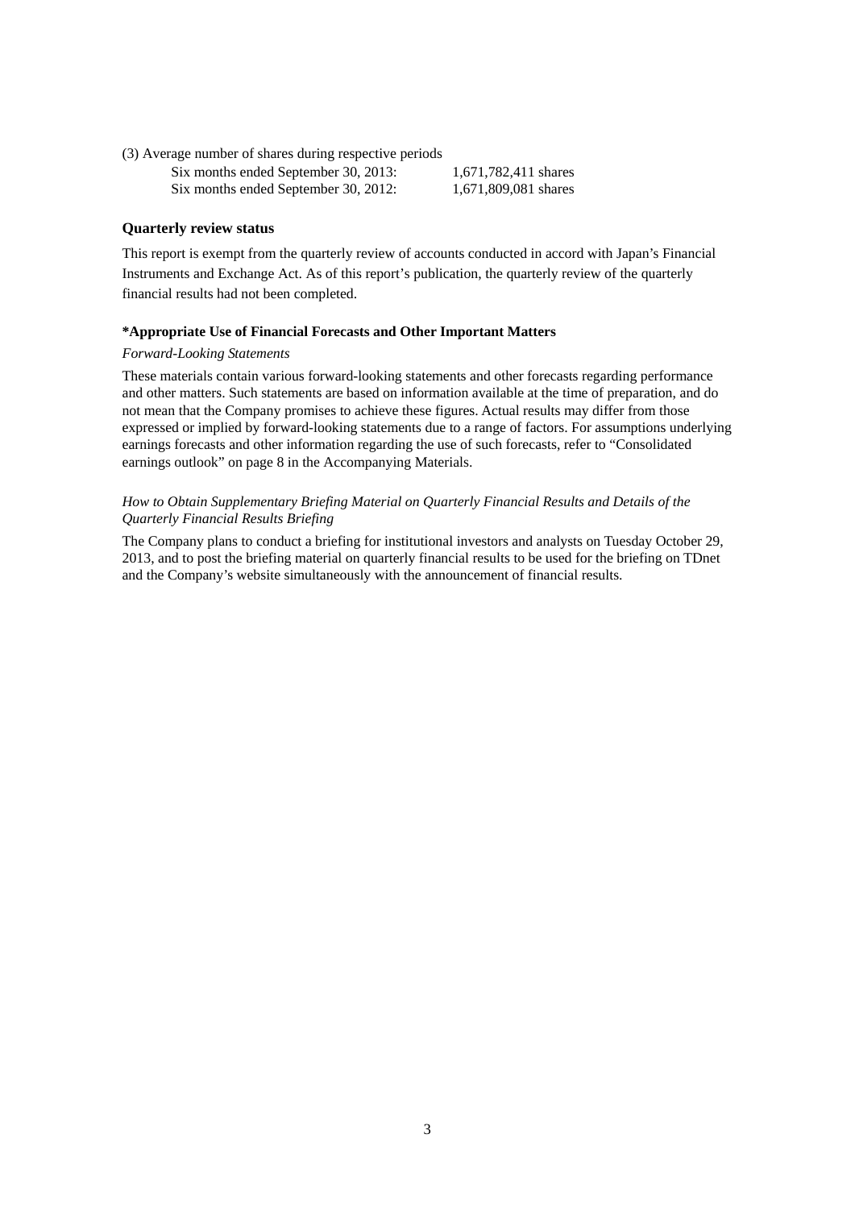(3) Average number of shares during respective periods

| | |
|---|---|
| Six months ended September 30, 2013: | 1,671,782,411 shares |
| Six months ended September 30, 2012: | 1,671,809,081 shares |

**Quarterly review status**

This report is exempt from the quarterly review of accounts conducted in accord with Japan's Financial Instruments and Exchange Act. As of this report's publication, the quarterly review of the quarterly financial results had not been completed.

**\*Appropriate Use of Financial Forecasts and Other Important Matters**

*Forward-Looking Statements*

These materials contain various forward-looking statements and other forecasts regarding performance and other matters. Such statements are based on information available at the time of preparation, and do not mean that the Company promises to achieve these figures. Actual results may differ from those expressed or implied by forward-looking statements due to a range of factors. For assumptions underlying earnings forecasts and other information regarding the use of such forecasts, refer to "Consolidated earnings outlook" on page 8 in the Accompanying Materials.

*How to Obtain Supplementary Briefing Material on Quarterly Financial Results and Details of the Quarterly Financial Results Briefing*

The Company plans to conduct a briefing for institutional investors and analysts on Tuesday October 29, 2013, and to post the briefing material on quarterly financial results to be used for the briefing on TDnet and the Company's website simultaneously with the announcement of financial results.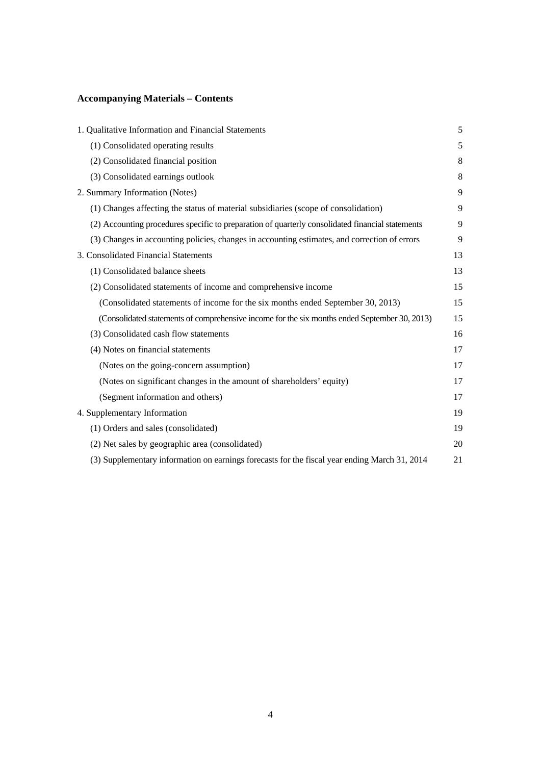## Accompanying Materials – Contents

| | |
|---|---|
| 1. Qualitative Information and Financial Statements | 5 |
| (1) Consolidated operating results | 5 |
| (2) Consolidated financial position | 8 |
| (3) Consolidated earnings outlook | 8 |
| 2. Summary Information (Notes) | 9 |
| (1) Changes affecting the status of material subsidiaries (scope of consolidation) | 9 |
| (2) Accounting procedures specific to preparation of quarterly consolidated financial statements | 9 |
| (3) Changes in accounting policies, changes in accounting estimates, and correction of errors | 9 |
| 3. Consolidated Financial Statements | 13 |
| (1) Consolidated balance sheets | 13 |
| (2) Consolidated statements of income and comprehensive income | 15 |
| (Consolidated statements of income for the six months ended September 30, 2013) | 15 |
| (Consolidated statements of comprehensive income for the six months ended September 30, 2013) | 15 |
| (3) Consolidated cash flow statements | 16 |
| (4) Notes on financial statements | 17 |
| (Notes on the going-concern assumption) | 17 |
| (Notes on significant changes in the amount of shareholders' equity) | 17 |
| (Segment information and others) | 17 |
| 4. Supplementary Information | 19 |
| (1) Orders and sales (consolidated) | 19 |
| (2) Net sales by geographic area (consolidated) | 20 |
| (3) Supplementary information on earnings forecasts for the fiscal year ending March 31, 2014 | 21 |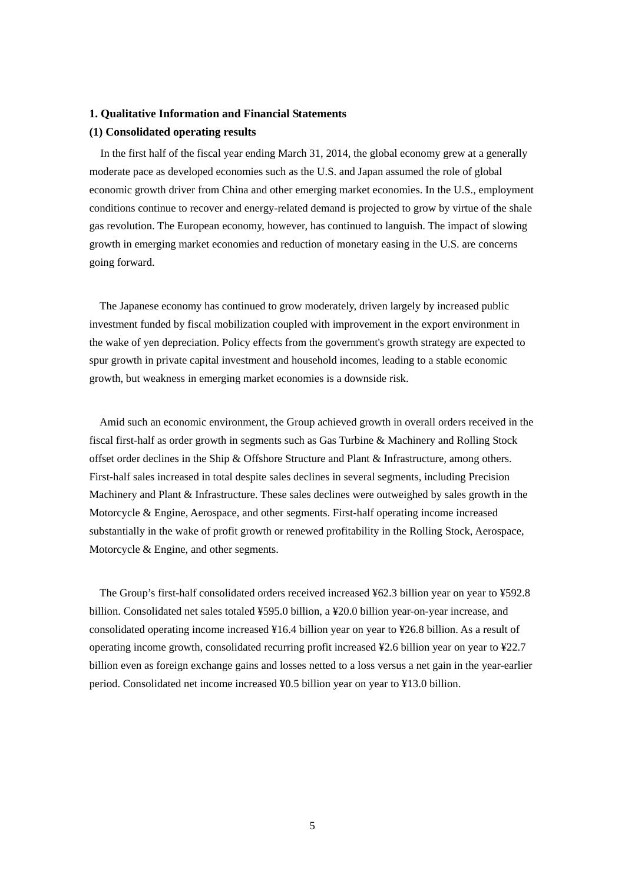## 1. Qualitative Information and Financial Statements

### (1) Consolidated operating results

In the first half of the fiscal year ending March 31, 2014, the global economy grew at a generally moderate pace as developed economies such as the U.S. and Japan assumed the role of global economic growth driver from China and other emerging market economies. In the U.S., employment conditions continue to recover and energy-related demand is projected to grow by virtue of the shale gas revolution. The European economy, however, has continued to languish. The impact of slowing growth in emerging market economies and reduction of monetary easing in the U.S. are concerns going forward.

The Japanese economy has continued to grow moderately, driven largely by increased public investment funded by fiscal mobilization coupled with improvement in the export environment in the wake of yen depreciation. Policy effects from the government's growth strategy are expected to spur growth in private capital investment and household incomes, leading to a stable economic growth, but weakness in emerging market economies is a downside risk.

Amid such an economic environment, the Group achieved growth in overall orders received in the fiscal first-half as order growth in segments such as Gas Turbine & Machinery and Rolling Stock offset order declines in the Ship & Offshore Structure and Plant & Infrastructure, among others. First-half sales increased in total despite sales declines in several segments, including Precision Machinery and Plant & Infrastructure. These sales declines were outweighed by sales growth in the Motorcycle & Engine, Aerospace, and other segments. First-half operating income increased substantially in the wake of profit growth or renewed profitability in the Rolling Stock, Aerospace, Motorcycle & Engine, and other segments.

The Group’s first-half consolidated orders received increased ¥62.3 billion year on year to ¥592.8 billion. Consolidated net sales totaled ¥595.0 billion, a ¥20.0 billion year-on-year increase, and consolidated operating income increased ¥16.4 billion year on year to ¥26.8 billion. As a result of operating income growth, consolidated recurring profit increased ¥2.6 billion year on year to ¥22.7 billion even as foreign exchange gains and losses netted to a loss versus a net gain in the year-earlier period. Consolidated net income increased ¥0.5 billion year on year to ¥13.0 billion.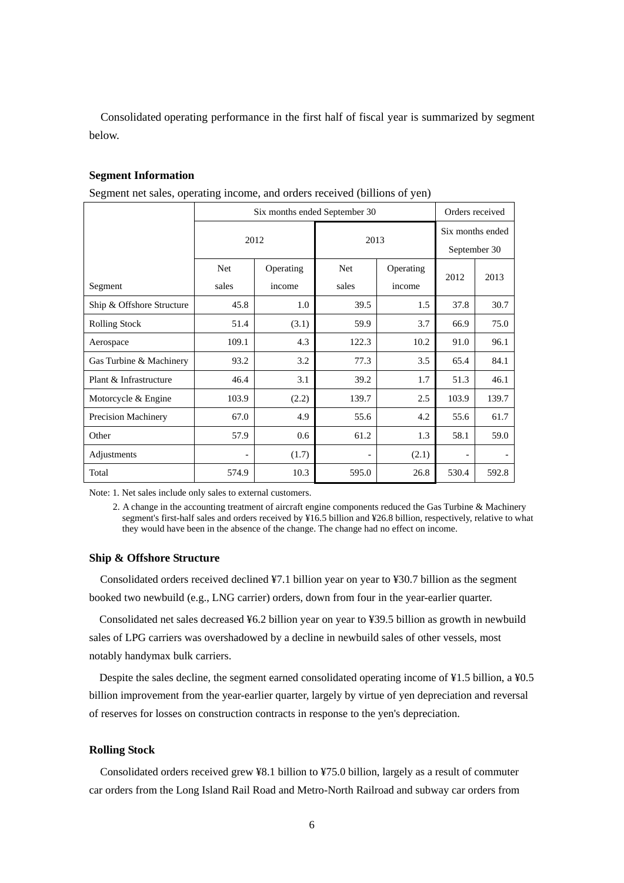Consolidated operating performance in the first half of fiscal year is summarized by segment below.

**Segment Information**

Segment net sales, operating income, and orders received (billions of yen)

| | Six months ended September 30 | | | | Orders received | |
|---|---|---|---|---|---|---|
| | 2012 | | 2013 | | Six months ended September 30 | |
| Segment | Net sales | Operating income | Net sales | Operating income | 2012 | 2013 |
| Ship & Offshore Structure | 45.8 | 1.0 | 39.5 | 1.5 | 37.8 | 30.7 |
| Rolling Stock | 51.4 | (3.1) | 59.9 | 3.7 | 66.9 | 75.0 |
| Aerospace | 109.1 | 4.3 | 122.3 | 10.2 | 91.0 | 96.1 |
| Gas Turbine & Machinery | 93.2 | 3.2 | 77.3 | 3.5 | 65.4 | 84.1 |
| Plant & Infrastructure | 46.4 | 3.1 | 39.2 | 1.7 | 51.3 | 46.1 |
| Motorcycle & Engine | 103.9 | (2.2) | 139.7 | 2.5 | 103.9 | 139.7 |
| Precision Machinery | 67.0 | 4.9 | 55.6 | 4.2 | 55.6 | 61.7 |
| Other | 57.9 | 0.6 | 61.2 | 1.3 | 58.1 | 59.0 |
| Adjustments | - | (1.7) | - | (2.1) | - | - |
| Total | 574.9 | 10.3 | 595.0 | 26.8 | 530.4 | 592.8 |

Note: 1. Net sales include only sales to external customers.

2. A change in the accounting treatment of aircraft engine components reduced the Gas Turbine & Machinery segment's first-half sales and orders received by ¥16.5 billion and ¥26.8 billion, respectively, relative to what they would have been in the absence of the change. The change had no effect on income.

**Ship & Offshore Structure**

Consolidated orders received declined ¥7.1 billion year on year to ¥30.7 billion as the segment booked two newbuild (e.g., LNG carrier) orders, down from four in the year-earlier quarter.

Consolidated net sales decreased ¥6.2 billion year on year to ¥39.5 billion as growth in newbuild sales of LPG carriers was overshadowed by a decline in newbuild sales of other vessels, most notably handymax bulk carriers.

Despite the sales decline, the segment earned consolidated operating income of ¥1.5 billion, a ¥0.5 billion improvement from the year-earlier quarter, largely by virtue of yen depreciation and reversal of reserves for losses on construction contracts in response to the yen's depreciation.

**Rolling Stock**

Consolidated orders received grew ¥8.1 billion to ¥75.0 billion, largely as a result of commuter car orders from the Long Island Rail Road and Metro-North Railroad and subway car orders from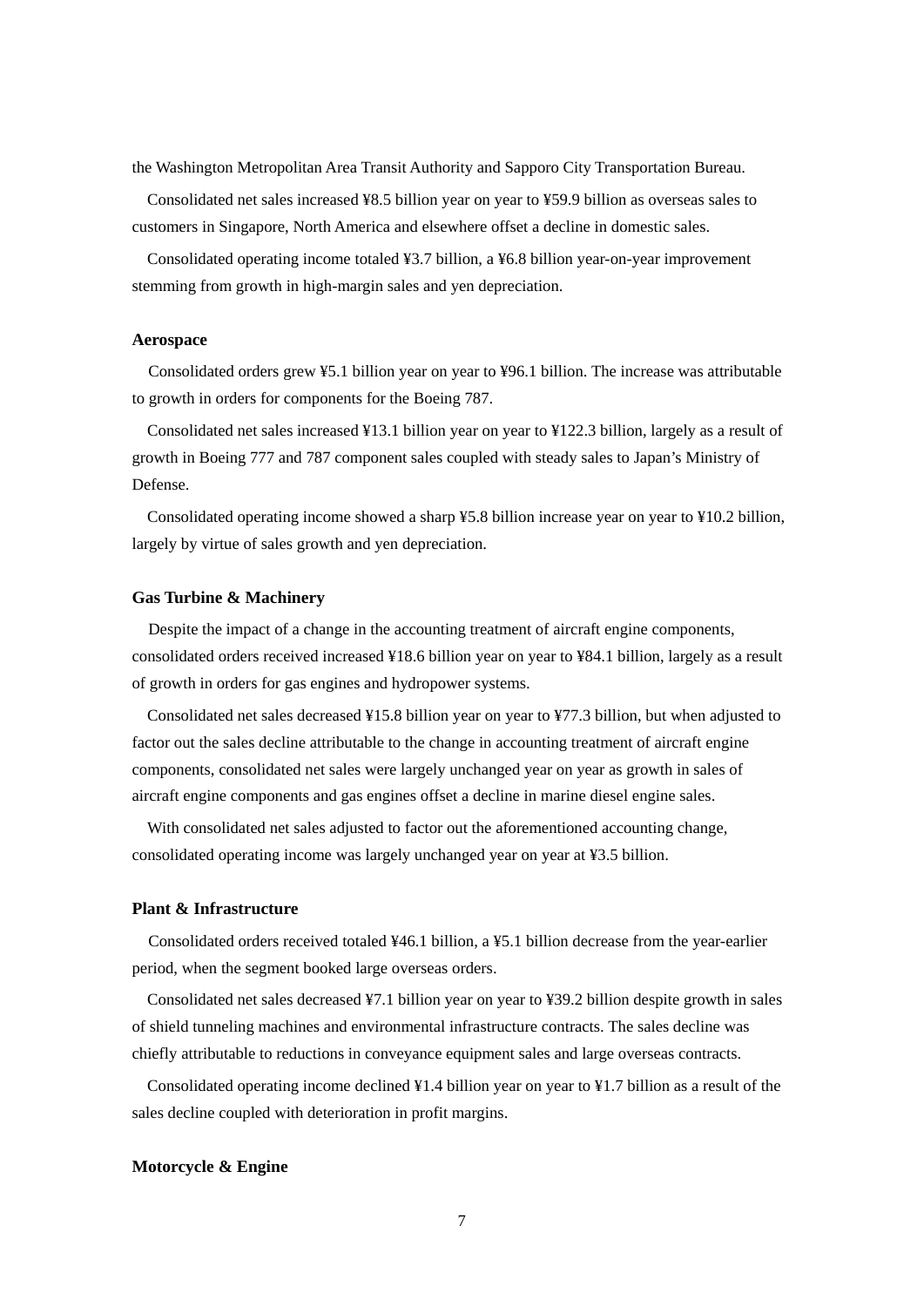the Washington Metropolitan Area Transit Authority and Sapporo City Transportation Bureau.

Consolidated net sales increased ¥8.5 billion year on year to ¥59.9 billion as overseas sales to customers in Singapore, North America and elsewhere offset a decline in domestic sales.

Consolidated operating income totaled ¥3.7 billion, a ¥6.8 billion year-on-year improvement stemming from growth in high-margin sales and yen depreciation.

**Aerospace**

Consolidated orders grew ¥5.1 billion year on year to ¥96.1 billion. The increase was attributable to growth in orders for components for the Boeing 787.

Consolidated net sales increased ¥13.1 billion year on year to ¥122.3 billion, largely as a result of growth in Boeing 777 and 787 component sales coupled with steady sales to Japan's Ministry of Defense.

Consolidated operating income showed a sharp ¥5.8 billion increase year on year to ¥10.2 billion, largely by virtue of sales growth and yen depreciation.

**Gas Turbine & Machinery**

Despite the impact of a change in the accounting treatment of aircraft engine components, consolidated orders received increased ¥18.6 billion year on year to ¥84.1 billion, largely as a result of growth in orders for gas engines and hydropower systems.

Consolidated net sales decreased ¥15.8 billion year on year to ¥77.3 billion, but when adjusted to factor out the sales decline attributable to the change in accounting treatment of aircraft engine components, consolidated net sales were largely unchanged year on year as growth in sales of aircraft engine components and gas engines offset a decline in marine diesel engine sales.

With consolidated net sales adjusted to factor out the aforementioned accounting change, consolidated operating income was largely unchanged year on year at ¥3.5 billion.

**Plant & Infrastructure**

Consolidated orders received totaled ¥46.1 billion, a ¥5.1 billion decrease from the year-earlier period, when the segment booked large overseas orders.

Consolidated net sales decreased ¥7.1 billion year on year to ¥39.2 billion despite growth in sales of shield tunneling machines and environmental infrastructure contracts. The sales decline was chiefly attributable to reductions in conveyance equipment sales and large overseas contracts.

Consolidated operating income declined ¥1.4 billion year on year to ¥1.7 billion as a result of the sales decline coupled with deterioration in profit margins.

**Motorcycle & Engine**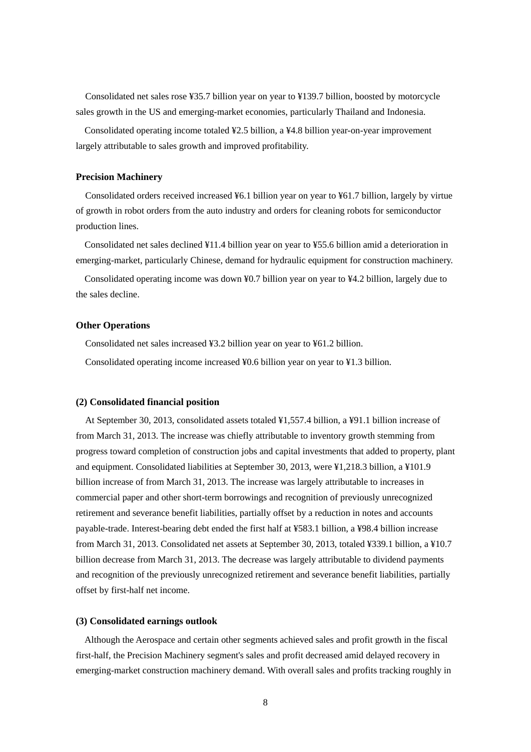Consolidated net sales rose ¥35.7 billion year on year to ¥139.7 billion, boosted by motorcycle sales growth in the US and emerging-market economies, particularly Thailand and Indonesia.

Consolidated operating income totaled ¥2.5 billion, a ¥4.8 billion year-on-year improvement largely attributable to sales growth and improved profitability.

**Precision Machinery**

Consolidated orders received increased ¥6.1 billion year on year to ¥61.7 billion, largely by virtue of growth in robot orders from the auto industry and orders for cleaning robots for semiconductor production lines.

Consolidated net sales declined ¥11.4 billion year on year to ¥55.6 billion amid a deterioration in emerging-market, particularly Chinese, demand for hydraulic equipment for construction machinery.

Consolidated operating income was down ¥0.7 billion year on year to ¥4.2 billion, largely due to the sales decline.

**Other Operations**

Consolidated net sales increased ¥3.2 billion year on year to ¥61.2 billion.

Consolidated operating income increased ¥0.6 billion year on year to ¥1.3 billion.

**(2) Consolidated financial position**

At September 30, 2013, consolidated assets totaled ¥1,557.4 billion, a ¥91.1 billion increase of from March 31, 2013. The increase was chiefly attributable to inventory growth stemming from progress toward completion of construction jobs and capital investments that added to property, plant and equipment. Consolidated liabilities at September 30, 2013, were ¥1,218.3 billion, a ¥101.9 billion increase of from March 31, 2013. The increase was largely attributable to increases in commercial paper and other short-term borrowings and recognition of previously unrecognized retirement and severance benefit liabilities, partially offset by a reduction in notes and accounts payable-trade. Interest-bearing debt ended the first half at ¥583.1 billion, a ¥98.4 billion increase from March 31, 2013. Consolidated net assets at September 30, 2013, totaled ¥339.1 billion, a ¥10.7 billion decrease from March 31, 2013. The decrease was largely attributable to dividend payments and recognition of the previously unrecognized retirement and severance benefit liabilities, partially offset by first-half net income.

**(3) Consolidated earnings outlook**

Although the Aerospace and certain other segments achieved sales and profit growth in the fiscal first-half, the Precision Machinery segment's sales and profit decreased amid delayed recovery in emerging-market construction machinery demand. With overall sales and profits tracking roughly in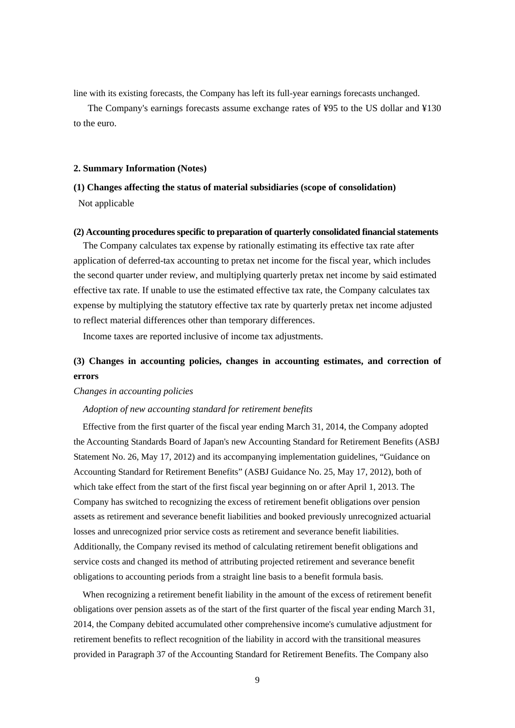line with its existing forecasts, the Company has left its full-year earnings forecasts unchanged.

The Company's earnings forecasts assume exchange rates of ¥95 to the US dollar and ¥130 to the euro.

## 2. Summary Information (Notes)

### (1) Changes affecting the status of material subsidiaries (scope of consolidation)

Not applicable

### (2) Accounting procedures specific to preparation of quarterly consolidated financial statements

The Company calculates tax expense by rationally estimating its effective tax rate after application of deferred-tax accounting to pretax net income for the fiscal year, which includes the second quarter under review, and multiplying quarterly pretax net income by said estimated effective tax rate. If unable to use the estimated effective tax rate, the Company calculates tax expense by multiplying the statutory effective tax rate by quarterly pretax net income adjusted to reflect material differences other than temporary differences.

Income taxes are reported inclusive of income tax adjustments.

### (3) Changes in accounting policies, changes in accounting estimates, and correction of errors

*Changes in accounting policies*

*Adoption of new accounting standard for retirement benefits*

Effective from the first quarter of the fiscal year ending March 31, 2014, the Company adopted the Accounting Standards Board of Japan's new Accounting Standard for Retirement Benefits (ASBJ Statement No. 26, May 17, 2012) and its accompanying implementation guidelines, "Guidance on Accounting Standard for Retirement Benefits" (ASBJ Guidance No. 25, May 17, 2012), both of which take effect from the start of the first fiscal year beginning on or after April 1, 2013. The Company has switched to recognizing the excess of retirement benefit obligations over pension assets as retirement and severance benefit liabilities and booked previously unrecognized actuarial losses and unrecognized prior service costs as retirement and severance benefit liabilities. Additionally, the Company revised its method of calculating retirement benefit obligations and service costs and changed its method of attributing projected retirement and severance benefit obligations to accounting periods from a straight line basis to a benefit formula basis.

When recognizing a retirement benefit liability in the amount of the excess of retirement benefit obligations over pension assets as of the start of the first quarter of the fiscal year ending March 31, 2014, the Company debited accumulated other comprehensive income's cumulative adjustment for retirement benefits to reflect recognition of the liability in accord with the transitional measures provided in Paragraph 37 of the Accounting Standard for Retirement Benefits. The Company also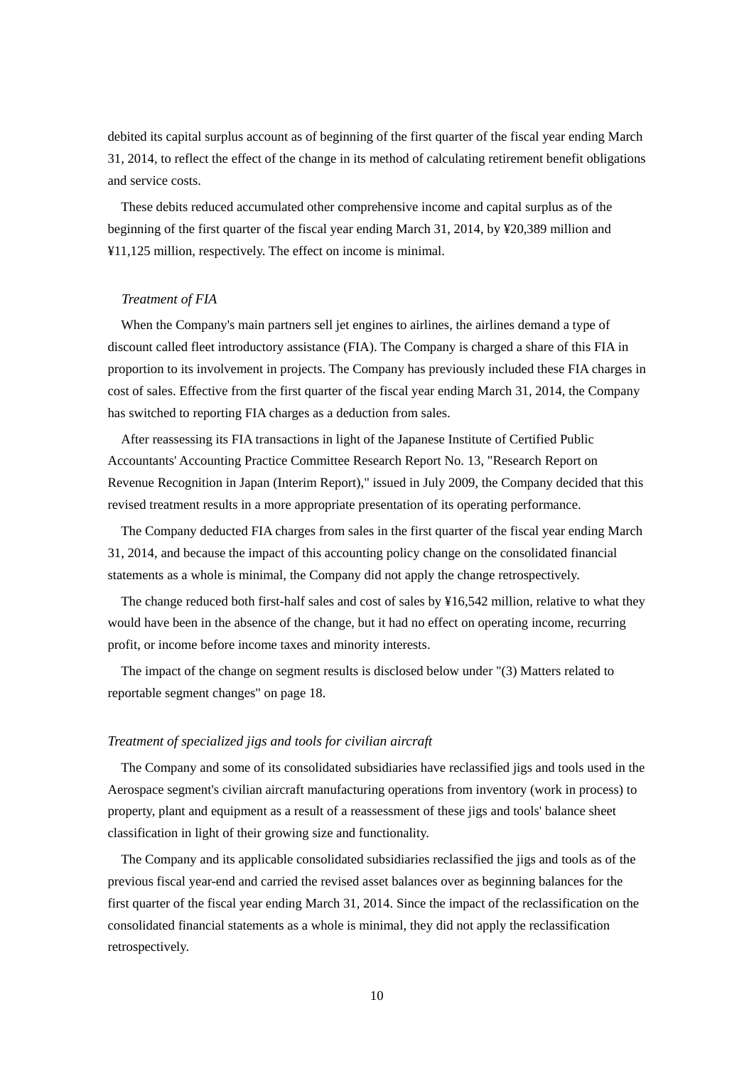debited its capital surplus account as of beginning of the first quarter of the fiscal year ending March 31, 2014, to reflect the effect of the change in its method of calculating retirement benefit obligations and service costs.

These debits reduced accumulated other comprehensive income and capital surplus as of the beginning of the first quarter of the fiscal year ending March 31, 2014, by ¥20,389 million and ¥11,125 million, respectively. The effect on income is minimal.

*Treatment of FIA*

When the Company's main partners sell jet engines to airlines, the airlines demand a type of discount called fleet introductory assistance (FIA). The Company is charged a share of this FIA in proportion to its involvement in projects. The Company has previously included these FIA charges in cost of sales. Effective from the first quarter of the fiscal year ending March 31, 2014, the Company has switched to reporting FIA charges as a deduction from sales.

After reassessing its FIA transactions in light of the Japanese Institute of Certified Public Accountants' Accounting Practice Committee Research Report No. 13, "Research Report on Revenue Recognition in Japan (Interim Report)," issued in July 2009, the Company decided that this revised treatment results in a more appropriate presentation of its operating performance.

The Company deducted FIA charges from sales in the first quarter of the fiscal year ending March 31, 2014, and because the impact of this accounting policy change on the consolidated financial statements as a whole is minimal, the Company did not apply the change retrospectively.

The change reduced both first-half sales and cost of sales by ¥16,542 million, relative to what they would have been in the absence of the change, but it had no effect on operating income, recurring profit, or income before income taxes and minority interests.

The impact of the change on segment results is disclosed below under "(3) Matters related to reportable segment changes" on page 18.

*Treatment of specialized jigs and tools for civilian aircraft*

The Company and some of its consolidated subsidiaries have reclassified jigs and tools used in the Aerospace segment's civilian aircraft manufacturing operations from inventory (work in process) to property, plant and equipment as a result of a reassessment of these jigs and tools' balance sheet classification in light of their growing size and functionality.

The Company and its applicable consolidated subsidiaries reclassified the jigs and tools as of the previous fiscal year-end and carried the revised asset balances over as beginning balances for the first quarter of the fiscal year ending March 31, 2014. Since the impact of the reclassification on the consolidated financial statements as a whole is minimal, they did not apply the reclassification retrospectively.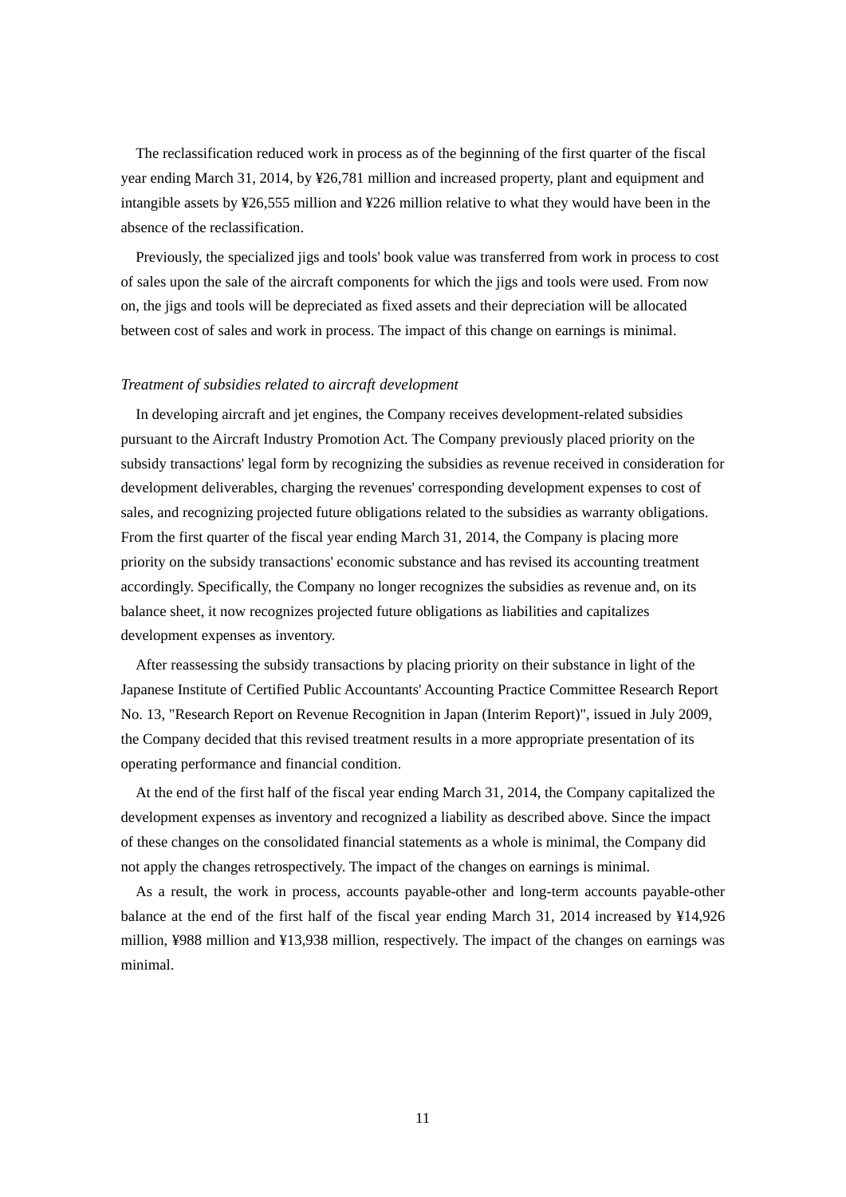The reclassification reduced work in process as of the beginning of the first quarter of the fiscal year ending March 31, 2014, by ¥26,781 million and increased property, plant and equipment and intangible assets by ¥26,555 million and ¥226 million relative to what they would have been in the absence of the reclassification.

Previously, the specialized jigs and tools' book value was transferred from work in process to cost of sales upon the sale of the aircraft components for which the jigs and tools were used. From now on, the jigs and tools will be depreciated as fixed assets and their depreciation will be allocated between cost of sales and work in process. The impact of this change on earnings is minimal.

*Treatment of subsidies related to aircraft development*

In developing aircraft and jet engines, the Company receives development-related subsidies pursuant to the Aircraft Industry Promotion Act. The Company previously placed priority on the subsidy transactions' legal form by recognizing the subsidies as revenue received in consideration for development deliverables, charging the revenues' corresponding development expenses to cost of sales, and recognizing projected future obligations related to the subsidies as warranty obligations. From the first quarter of the fiscal year ending March 31, 2014, the Company is placing more priority on the subsidy transactions' economic substance and has revised its accounting treatment accordingly. Specifically, the Company no longer recognizes the subsidies as revenue and, on its balance sheet, it now recognizes projected future obligations as liabilities and capitalizes development expenses as inventory.

After reassessing the subsidy transactions by placing priority on their substance in light of the Japanese Institute of Certified Public Accountants' Accounting Practice Committee Research Report No. 13, "Research Report on Revenue Recognition in Japan (Interim Report)", issued in July 2009, the Company decided that this revised treatment results in a more appropriate presentation of its operating performance and financial condition.

At the end of the first half of the fiscal year ending March 31, 2014, the Company capitalized the development expenses as inventory and recognized a liability as described above. Since the impact of these changes on the consolidated financial statements as a whole is minimal, the Company did not apply the changes retrospectively. The impact of the changes on earnings is minimal.

As a result, the work in process, accounts payable-other and long-term accounts payable-other balance at the end of the first half of the fiscal year ending March 31, 2014 increased by ¥14,926 million, ¥988 million and ¥13,938 million, respectively. The impact of the changes on earnings was minimal.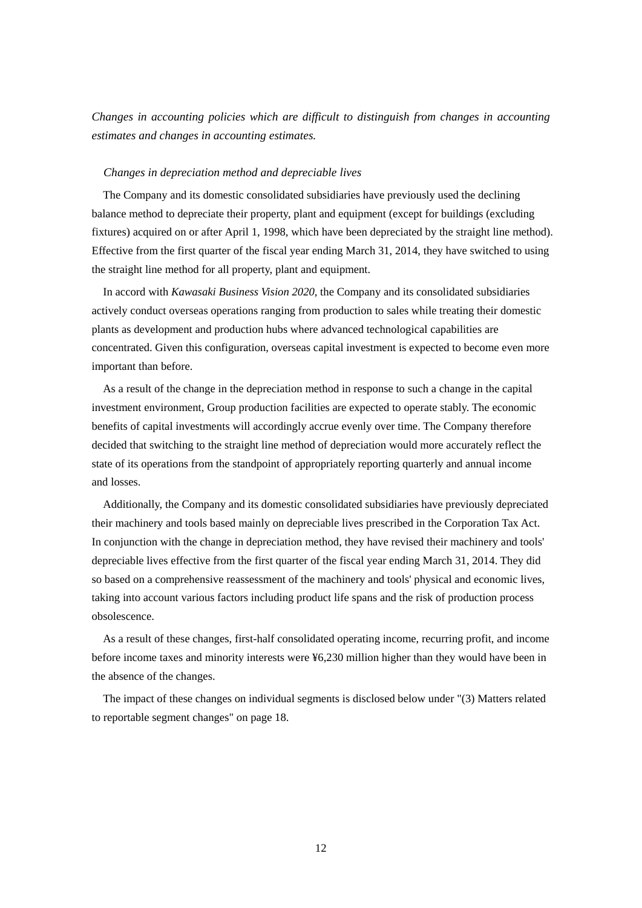*Changes in accounting policies which are difficult to distinguish from changes in accounting estimates and changes in accounting estimates.*

*Changes in depreciation method and depreciable lives*

The Company and its domestic consolidated subsidiaries have previously used the declining balance method to depreciate their property, plant and equipment (except for buildings (excluding fixtures) acquired on or after April 1, 1998, which have been depreciated by the straight line method). Effective from the first quarter of the fiscal year ending March 31, 2014, they have switched to using the straight line method for all property, plant and equipment.

In accord with *Kawasaki Business Vision 2020*, the Company and its consolidated subsidiaries actively conduct overseas operations ranging from production to sales while treating their domestic plants as development and production hubs where advanced technological capabilities are concentrated. Given this configuration, overseas capital investment is expected to become even more important than before.

As a result of the change in the depreciation method in response to such a change in the capital investment environment, Group production facilities are expected to operate stably. The economic benefits of capital investments will accordingly accrue evenly over time. The Company therefore decided that switching to the straight line method of depreciation would more accurately reflect the state of its operations from the standpoint of appropriately reporting quarterly and annual income and losses.

Additionally, the Company and its domestic consolidated subsidiaries have previously depreciated their machinery and tools based mainly on depreciable lives prescribed in the Corporation Tax Act. In conjunction with the change in depreciation method, they have revised their machinery and tools' depreciable lives effective from the first quarter of the fiscal year ending March 31, 2014. They did so based on a comprehensive reassessment of the machinery and tools' physical and economic lives, taking into account various factors including product life spans and the risk of production process obsolescence.

As a result of these changes, first-half consolidated operating income, recurring profit, and income before income taxes and minority interests were ¥6,230 million higher than they would have been in the absence of the changes.

The impact of these changes on individual segments is disclosed below under "(3) Matters related to reportable segment changes" on page 18.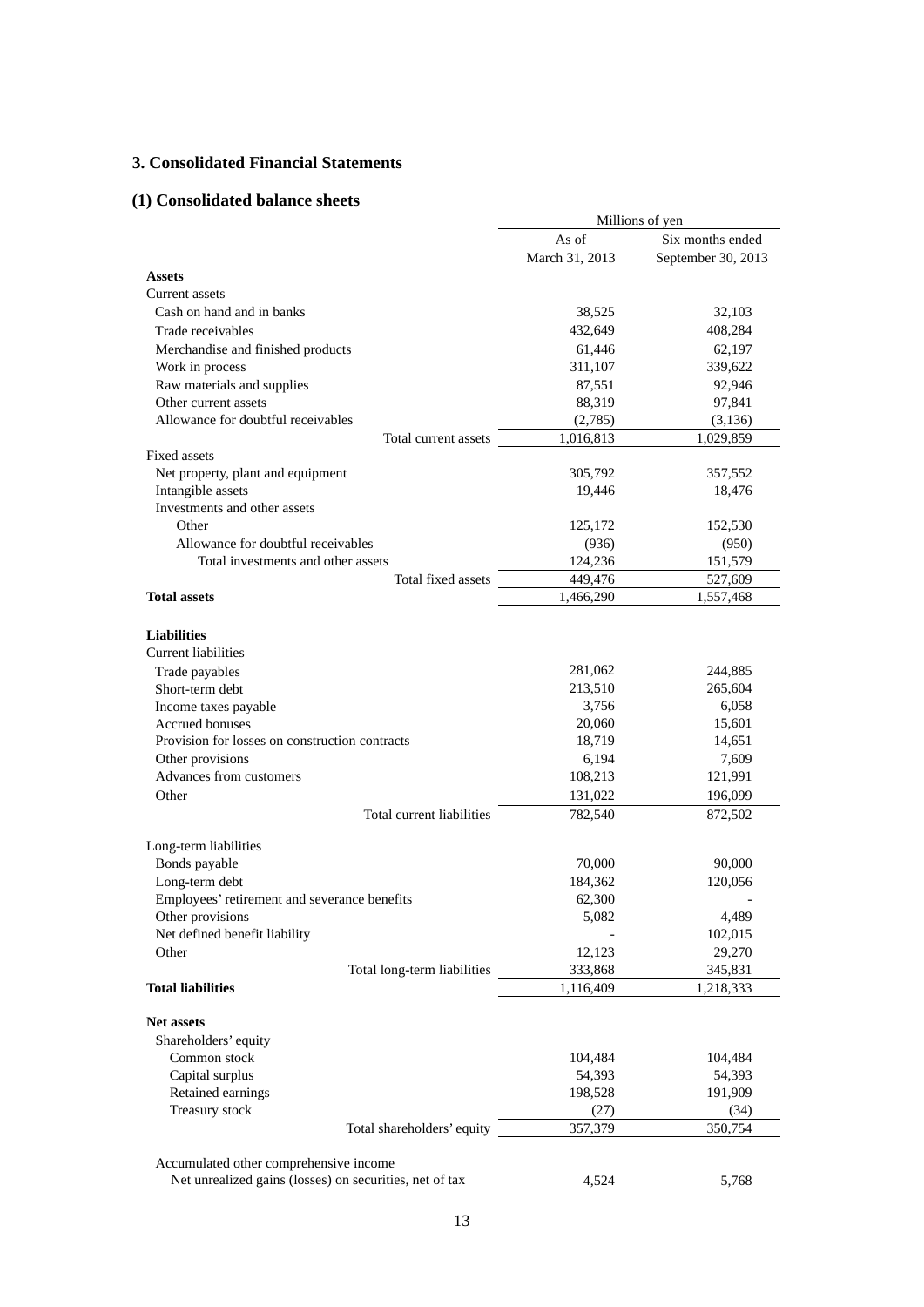## 3. Consolidated Financial Statements

### (1) Consolidated balance sheets

| | Millions of yen | |
|---|---|---|
| | As of March 31, 2013 | Six months ended September 30, 2013 |
| **Assets** | | |
| Current assets | | |
| Cash on hand and in banks | 38,525 | 32,103 |
| Trade receivables | 432,649 | 408,284 |
| Merchandise and finished products | 61,446 | 62,197 |
| Work in process | 311,107 | 339,622 |
| Raw materials and supplies | 87,551 | 92,946 |
| Other current assets | 88,319 | 97,841 |
| Allowance for doubtful receivables | (2,785) | (3,136) |
| Total current assets | 1,016,813 | 1,029,859 |
| Fixed assets | | |
| Net property, plant and equipment | 305,792 | 357,552 |
| Intangible assets | 19,446 | 18,476 |
| Investments and other assets | | |
| Other | 125,172 | 152,530 |
| Allowance for doubtful receivables | (936) | (950) |
| Total investments and other assets | 124,236 | 151,579 |
| Total fixed assets | 449,476 | 527,609 |
| **Total assets** | 1,466,290 | 1,557,468 |
| **Liabilities** | | |
| Current liabilities | | |
| Trade payables | 281,062 | 244,885 |
| Short-term debt | 213,510 | 265,604 |
| Income taxes payable | 3,756 | 6,058 |
| Accrued bonuses | 20,060 | 15,601 |
| Provision for losses on construction contracts | 18,719 | 14,651 |
| Other provisions | 6,194 | 7,609 |
| Advances from customers | 108,213 | 121,991 |
| Other | 131,022 | 196,099 |
| Total current liabilities | 782,540 | 872,502 |
| Long-term liabilities | | |
| Bonds payable | 70,000 | 90,000 |
| Long-term debt | 184,362 | 120,056 |
| Employees' retirement and severance benefits | 62,300 | - |
| Other provisions | 5,082 | 4,489 |
| Net defined benefit liability | - | 102,015 |
| Other | 12,123 | 29,270 |
| Total long-term liabilities | 333,868 | 345,831 |
| **Total liabilities** | 1,116,409 | 1,218,333 |
| **Net assets** | | |
| Shareholders' equity | | |
| Common stock | 104,484 | 104,484 |
| Capital surplus | 54,393 | 54,393 |
| Retained earnings | 198,528 | 191,909 |
| Treasury stock | (27) | (34) |
| Total shareholders' equity | 357,379 | 350,754 |
| Accumulated other comprehensive income | | |
| Net unrealized gains (losses) on securities, net of tax | 4,524 | 5,768 |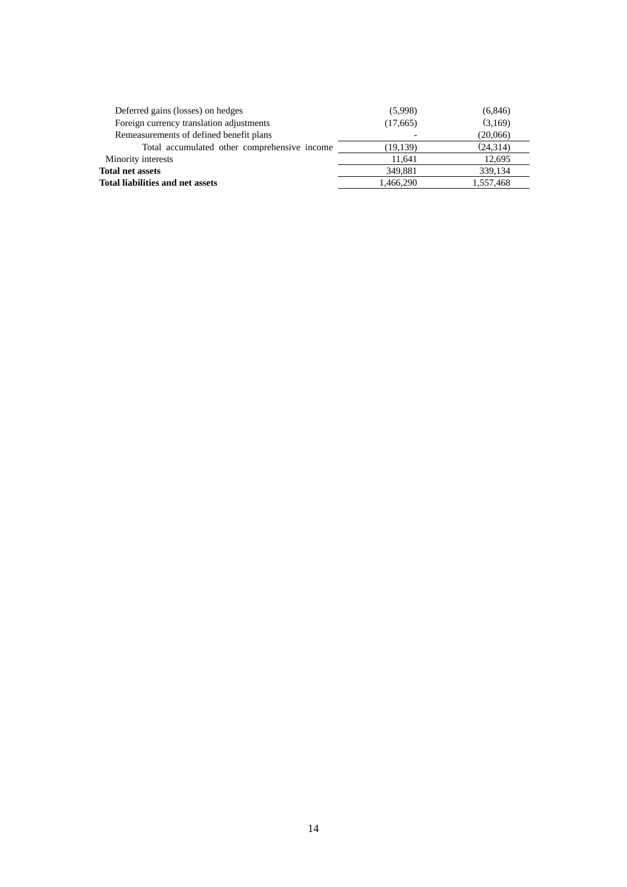| | | |
|---|---|---|
| Deferred gains (losses) on hedges | (5,998) | (6,846) |
| Foreign currency translation adjustments | (17,665) | (3,169) |
| Remeasurements of defined benefit plans | - | (20,066) |
| Total accumulated other comprehensive income | (19,139) | (24,314) |
| Minority interests | 11,641 | 12,695 |
| **Total net assets** | 349,881 | 339,134 |
| **Total liabilities and net assets** | 1,466,290 | 1,557,468 |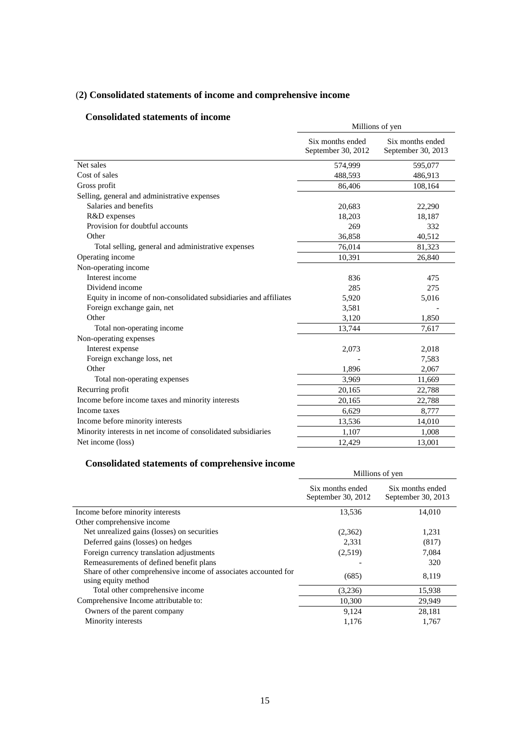## (2) Consolidated statements of income and comprehensive income

### Consolidated statements of income

| | Millions of yen | |
|---|---|---|
| | Six months ended September 30, 2012 | Six months ended September 30, 2013 |
| Net sales | 574,999 | 595,077 |
| Cost of sales | 488,593 | 486,913 |
| Gross profit | 86,406 | 108,164 |
| Selling, general and administrative expenses | | |
| Salaries and benefits | 20,683 | 22,290 |
| R&D expenses | 18,203 | 18,187 |
| Provision for doubtful accounts | 269 | 332 |
| Other | 36,858 | 40,512 |
| Total selling, general and administrative expenses | 76,014 | 81,323 |
| Operating income | 10,391 | 26,840 |
| Non-operating income | | |
| Interest income | 836 | 475 |
| Dividend income | 285 | 275 |
| Equity in income of non-consolidated subsidiaries and affiliates | 5,920 | 5,016 |
| Foreign exchange gain, net | 3,581 | - |
| Other | 3,120 | 1,850 |
| Total non-operating income | 13,744 | 7,617 |
| Non-operating expenses | | |
| Interest expense | 2,073 | 2,018 |
| Foreign exchange loss, net | - | 7,583 |
| Other | 1,896 | 2,067 |
| Total non-operating expenses | 3,969 | 11,669 |
| Recurring profit | 20,165 | 22,788 |
| Income before income taxes and minority interests | 20,165 | 22,788 |
| Income taxes | 6,629 | 8,777 |
| Income before minority interests | 13,536 | 14,010 |
| Minority interests in net income of consolidated subsidiaries | 1,107 | 1,008 |
| Net income (loss) | 12,429 | 13,001 |

### Consolidated statements of comprehensive income

| | Millions of yen | |
|---|---|---|
| | Six months ended September 30, 2012 | Six months ended September 30, 2013 |
| Income before minority interests | 13,536 | 14,010 |
| Other comprehensive income | | |
| Net unrealized gains (losses) on securities | (2,362) | 1,231 |
| Deferred gains (losses) on hedges | 2,331 | (817) |
| Foreign currency translation adjustments | (2,519) | 7,084 |
| Remeasurements of defined benefit plans | - | 320 |
| Share of other comprehensive income of associates accounted for using equity method | (685) | 8,119 |
| Total other comprehensive income | (3,236) | 15,938 |
| Comprehensive Income attributable to: | 10,300 | 29,949 |
| Owners of the parent company | 9,124 | 28,181 |
| Minority interests | 1,176 | 1,767 |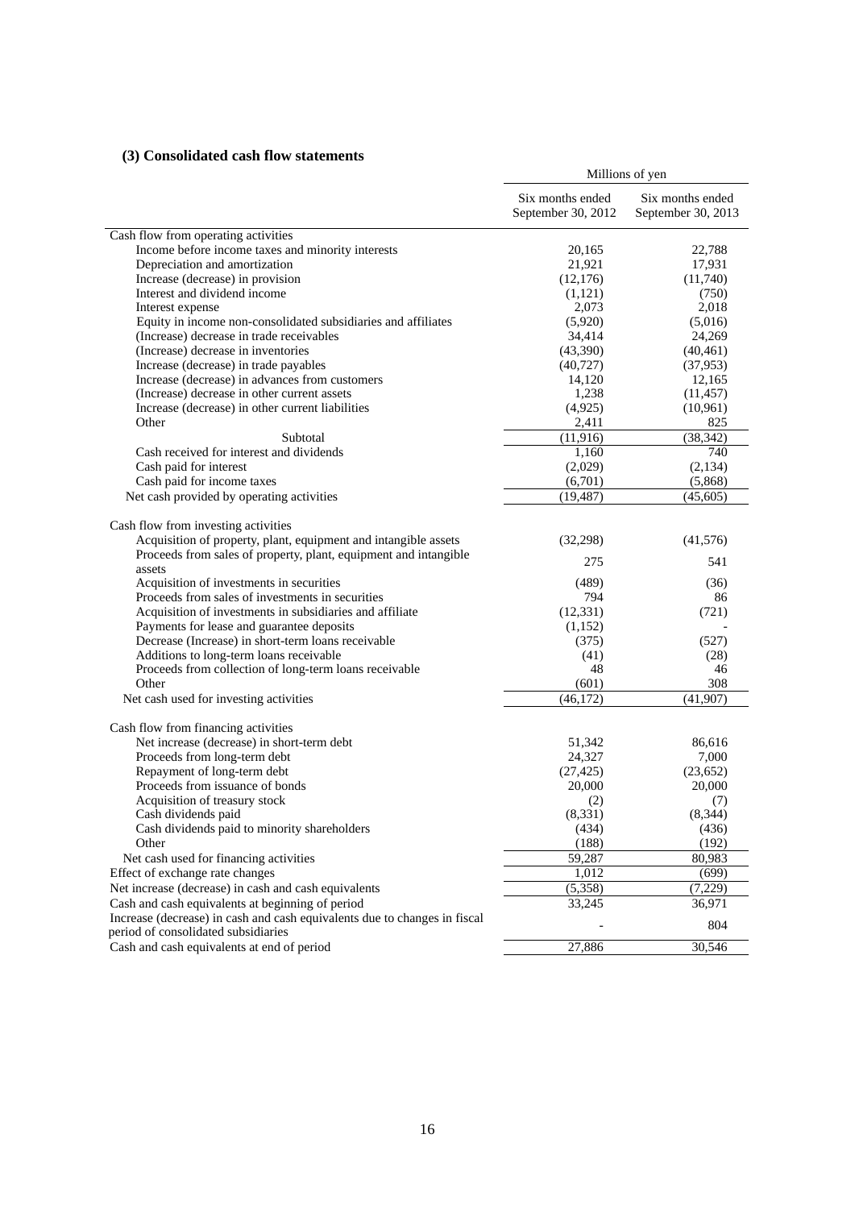### (3) Consolidated cash flow statements

| | Millions of yen | |
|---|---|---|
| | Six months ended September 30, 2012 | Six months ended September 30, 2013 |
| Cash flow from operating activities | | |
| Income before income taxes and minority interests | 20,165 | 22,788 |
| Depreciation and amortization | 21,921 | 17,931 |
| Increase (decrease) in provision | (12,176) | (11,740) |
| Interest and dividend income | (1,121) | (750) |
| Interest expense | 2,073 | 2,018 |
| Equity in income non-consolidated subsidiaries and affiliates | (5,920) | (5,016) |
| (Increase) decrease in trade receivables | 34,414 | 24,269 |
| (Increase) decrease in inventories | (43,390) | (40,461) |
| Increase (decrease) in trade payables | (40,727) | (37,953) |
| Increase (decrease) in advances from customers | 14,120 | 12,165 |
| (Increase) decrease in other current assets | 1,238 | (11,457) |
| Increase (decrease) in other current liabilities | (4,925) | (10,961) |
| Other | 2,411 | 825 |
| Subtotal | (11,916) | (38,342) |
| Cash received for interest and dividends | 1,160 | 740 |
| Cash paid for interest | (2,029) | (2,134) |
| Cash paid for income taxes | (6,701) | (5,868) |
| Net cash provided by operating activities | (19,487) | (45,605) |
| | | |
| Cash flow from investing activities | | |
| Acquisition of property, plant, equipment and intangible assets | (32,298) | (41,576) |
| Proceeds from sales of property, plant, equipment and intangible assets | 275 | 541 |
| Acquisition of investments in securities | (489) | (36) |
| Proceeds from sales of investments in securities | 794 | 86 |
| Acquisition of investments in subsidiaries and affiliate | (12,331) | (721) |
| Payments for lease and guarantee deposits | (1,152) | - |
| Decrease (Increase) in short-term loans receivable | (375) | (527) |
| Additions to long-term loans receivable | (41) | (28) |
| Proceeds from collection of long-term loans receivable | 48 | 46 |
| Other | (601) | 308 |
| Net cash used for investing activities | (46,172) | (41,907) |
| | | |
| Cash flow from financing activities | | |
| Net increase (decrease) in short-term debt | 51,342 | 86,616 |
| Proceeds from long-term debt | 24,327 | 7,000 |
| Repayment of long-term debt | (27,425) | (23,652) |
| Proceeds from issuance of bonds | 20,000 | 20,000 |
| Acquisition of treasury stock | (2) | (7) |
| Cash dividends paid | (8,331) | (8,344) |
| Cash dividends paid to minority shareholders | (434) | (436) |
| Other | (188) | (192) |
| Net cash used for financing activities | 59,287 | 80,983 |
| Effect of exchange rate changes | 1,012 | (699) |
| Net increase (decrease) in cash and cash equivalents | (5,358) | (7,229) |
| Cash and cash equivalents at beginning of period | 33,245 | 36,971 |
| Increase (decrease) in cash and cash equivalents due to changes in fiscal period of consolidated subsidiaries | - | 804 |
| Cash and cash equivalents at end of period | 27,886 | 30,546 |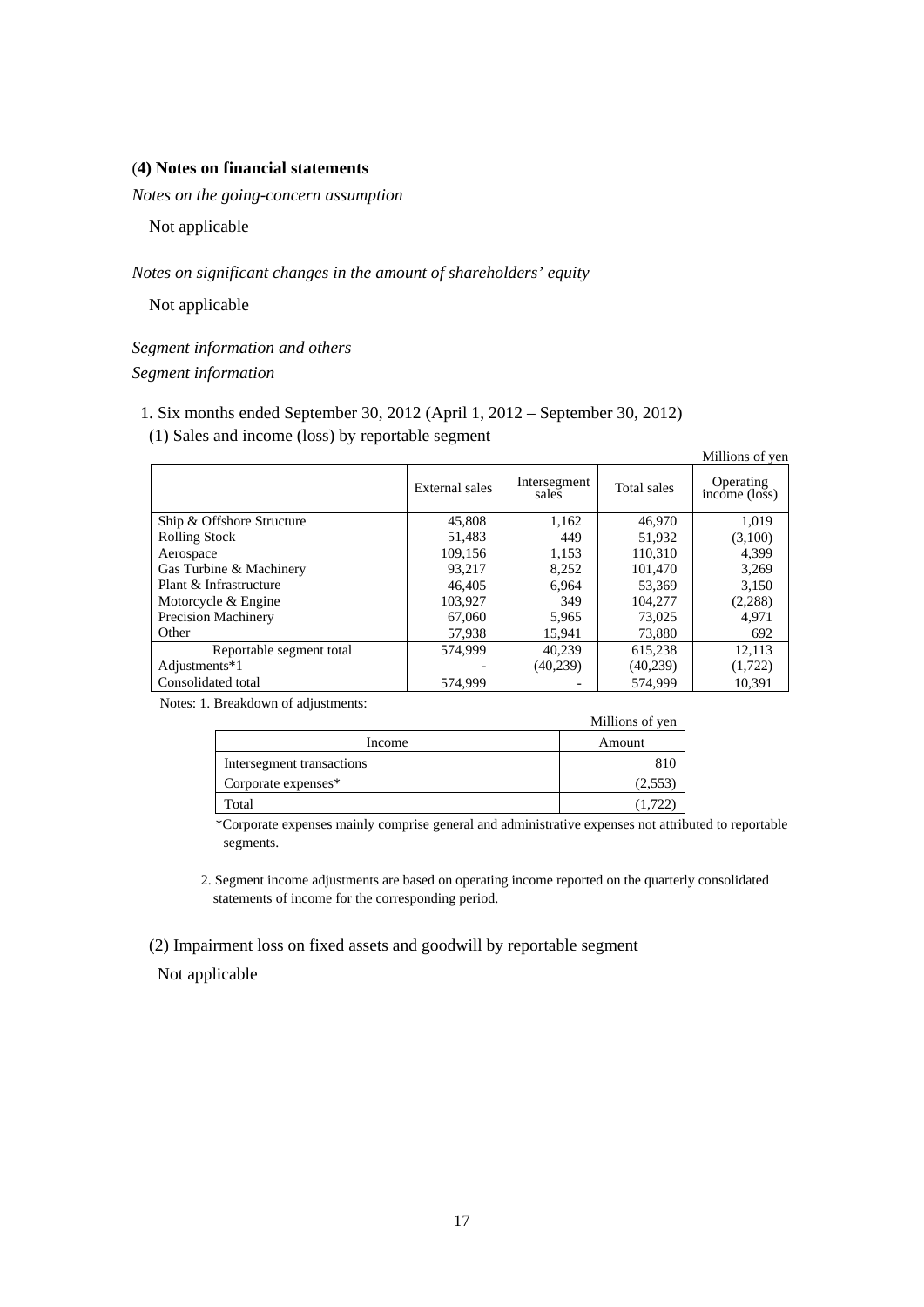### (4) Notes on financial statements

*Notes on the going-concern assumption*

Not applicable

*Notes on significant changes in the amount of shareholders' equity*

Not applicable

*Segment information and others*

*Segment information*

1. Six months ended September 30, 2012 (April 1, 2012 – September 30, 2012)

(1) Sales and income (loss) by reportable segment

Millions of yen

| | External sales | Intersegment sales | Total sales | Operating income (loss) |
|---|---|---|---|---|
| Ship & Offshore Structure | 45,808 | 1,162 | 46,970 | 1,019 |
| Rolling Stock | 51,483 | 449 | 51,932 | (3,100) |
| Aerospace | 109,156 | 1,153 | 110,310 | 4,399 |
| Gas Turbine & Machinery | 93,217 | 8,252 | 101,470 | 3,269 |
| Plant & Infrastructure | 46,405 | 6,964 | 53,369 | 3,150 |
| Motorcycle & Engine | 103,927 | 349 | 104,277 | (2,288) |
| Precision Machinery | 67,060 | 5,965 | 73,025 | 4,971 |
| Other | 57,938 | 15,941 | 73,880 | 692 |
| Reportable segment total | 574,999 | 40,239 | 615,238 | 12,113 |
| Adjustments*1 | - | (40,239) | (40,239) | (1,722) |
| Consolidated total | 574,999 | - | 574,999 | 10,391 |

Notes: 1. Breakdown of adjustments:

Millions of yen

| Income | Amount |
|---|---|
| Intersegment transactions | 810 |
| Corporate expenses* | (2,553) |
| Total | (1,722) |

*Corporate expenses mainly comprise general and administrative expenses not attributed to reportable segments.

2. Segment income adjustments are based on operating income reported on the quarterly consolidated statements of income for the corresponding period.

(2) Impairment loss on fixed assets and goodwill by reportable segment

Not applicable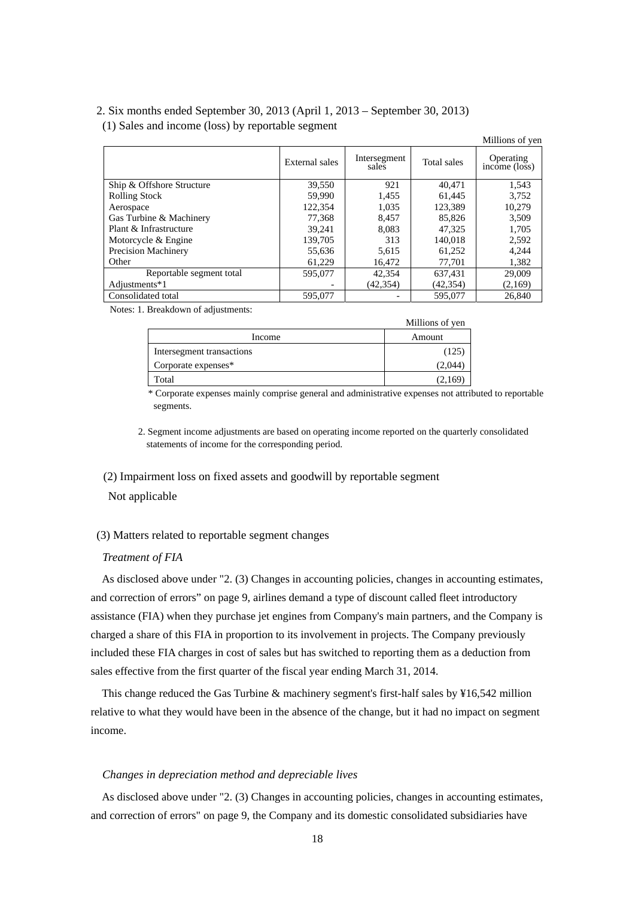2. Six months ended September 30, 2013 (April 1, 2013 – September 30, 2013)

(1) Sales and income (loss) by reportable segment

Millions of yen

| | External sales | Intersegment sales | Total sales | Operating income (loss) |
|---|---|---|---|---|
| Ship & Offshore Structure | 39,550 | 921 | 40,471 | 1,543 |
| Rolling Stock | 59,990 | 1,455 | 61,445 | 3,752 |
| Aerospace | 122,354 | 1,035 | 123,389 | 10,279 |
| Gas Turbine & Machinery | 77,368 | 8,457 | 85,826 | 3,509 |
| Plant & Infrastructure | 39,241 | 8,083 | 47,325 | 1,705 |
| Motorcycle & Engine | 139,705 | 313 | 140,018 | 2,592 |
| Precision Machinery | 55,636 | 5,615 | 61,252 | 4,244 |
| Other | 61,229 | 16,472 | 77,701 | 1,382 |
| Reportable segment total | 595,077 | 42,354 | 637,431 | 29,009 |
| Adjustments*1 | - | (42,354) | (42,354) | (2,169) |
| Consolidated total | 595,077 | - | 595,077 | 26,840 |

Notes: 1. Breakdown of adjustments:

Millions of yen

| Income | Amount |
|---|---|
| Intersegment transactions | (125) |
| Corporate expenses* | (2,044) |
| Total | (2,169) |

\* Corporate expenses mainly comprise general and administrative expenses not attributed to reportable segments.

2. Segment income adjustments are based on operating income reported on the quarterly consolidated statements of income for the corresponding period.

(2) Impairment loss on fixed assets and goodwill by reportable segment

Not applicable

(3) Matters related to reportable segment changes

*Treatment of FIA*

As disclosed above under "2. (3) Changes in accounting policies, changes in accounting estimates, and correction of errors" on page 9, airlines demand a type of discount called fleet introductory assistance (FIA) when they purchase jet engines from Company's main partners, and the Company is charged a share of this FIA in proportion to its involvement in projects. The Company previously included these FIA charges in cost of sales but has switched to reporting them as a deduction from sales effective from the first quarter of the fiscal year ending March 31, 2014.

This change reduced the Gas Turbine & machinery segment's first-half sales by ¥16,542 million relative to what they would have been in the absence of the change, but it had no impact on segment income.

*Changes in depreciation method and depreciable lives*

As disclosed above under "2. (3) Changes in accounting policies, changes in accounting estimates, and correction of errors" on page 9, the Company and its domestic consolidated subsidiaries have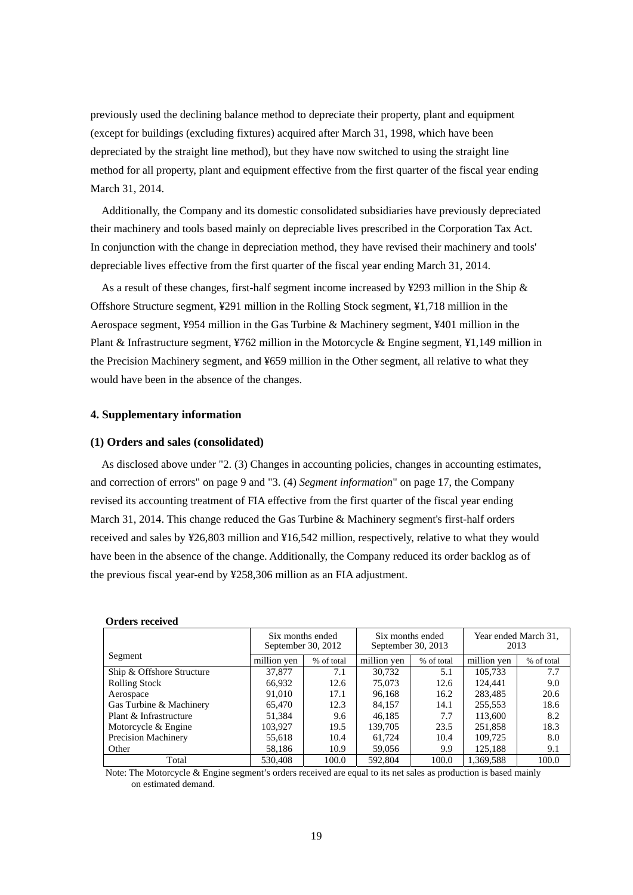previously used the declining balance method to depreciate their property, plant and equipment (except for buildings (excluding fixtures) acquired after March 31, 1998, which have been depreciated by the straight line method), but they have now switched to using the straight line method for all property, plant and equipment effective from the first quarter of the fiscal year ending March 31, 2014.

Additionally, the Company and its domestic consolidated subsidiaries have previously depreciated their machinery and tools based mainly on depreciable lives prescribed in the Corporation Tax Act. In conjunction with the change in depreciation method, they have revised their machinery and tools' depreciable lives effective from the first quarter of the fiscal year ending March 31, 2014.

As a result of these changes, first-half segment income increased by ¥293 million in the Ship & Offshore Structure segment, ¥291 million in the Rolling Stock segment, ¥1,718 million in the Aerospace segment, ¥954 million in the Gas Turbine & Machinery segment, ¥401 million in the Plant & Infrastructure segment, ¥762 million in the Motorcycle & Engine segment, ¥1,149 million in the Precision Machinery segment, and ¥659 million in the Other segment, all relative to what they would have been in the absence of the changes.

## 4. Supplementary information

### (1) Orders and sales (consolidated)

As disclosed above under "2. (3) Changes in accounting policies, changes in accounting estimates, and correction of errors" on page 9 and "3. (4) *Segment information*" on page 17, the Company revised its accounting treatment of FIA effective from the first quarter of the fiscal year ending March 31, 2014. This change reduced the Gas Turbine & Machinery segment's first-half orders received and sales by ¥26,803 million and ¥16,542 million, respectively, relative to what they would have been in the absence of the change. Additionally, the Company reduced its order backlog as of the previous fiscal year-end by ¥258,306 million as an FIA adjustment.

**Orders received**

| Segment | Six months ended September 30, 2012 | | Six months ended September 30, 2013 | | Year ended March 31, 2013 | |
|---|---|---|---|---|---|---|
| | million yen | % of total | million yen | % of total | million yen | % of total |
| Ship & Offshore Structure | 37,877 | 7.1 | 30,732 | 5.1 | 105,733 | 7.7 |
| Rolling Stock | 66,932 | 12.6 | 75,073 | 12.6 | 124,441 | 9.0 |
| Aerospace | 91,010 | 17.1 | 96,168 | 16.2 | 283,485 | 20.6 |
| Gas Turbine & Machinery | 65,470 | 12.3 | 84,157 | 14.1 | 255,553 | 18.6 |
| Plant & Infrastructure | 51,384 | 9.6 | 46,185 | 7.7 | 113,600 | 8.2 |
| Motorcycle & Engine | 103,927 | 19.5 | 139,705 | 23.5 | 251,858 | 18.3 |
| Precision Machinery | 55,618 | 10.4 | 61,724 | 10.4 | 109,725 | 8.0 |
| Other | 58,186 | 10.9 | 59,056 | 9.9 | 125,188 | 9.1 |
| Total | 530,408 | 100.0 | 592,804 | 100.0 | 1,369,588 | 100.0 |

Note: The Motorcycle & Engine segment's orders received are equal to its net sales as production is based mainly on estimated demand.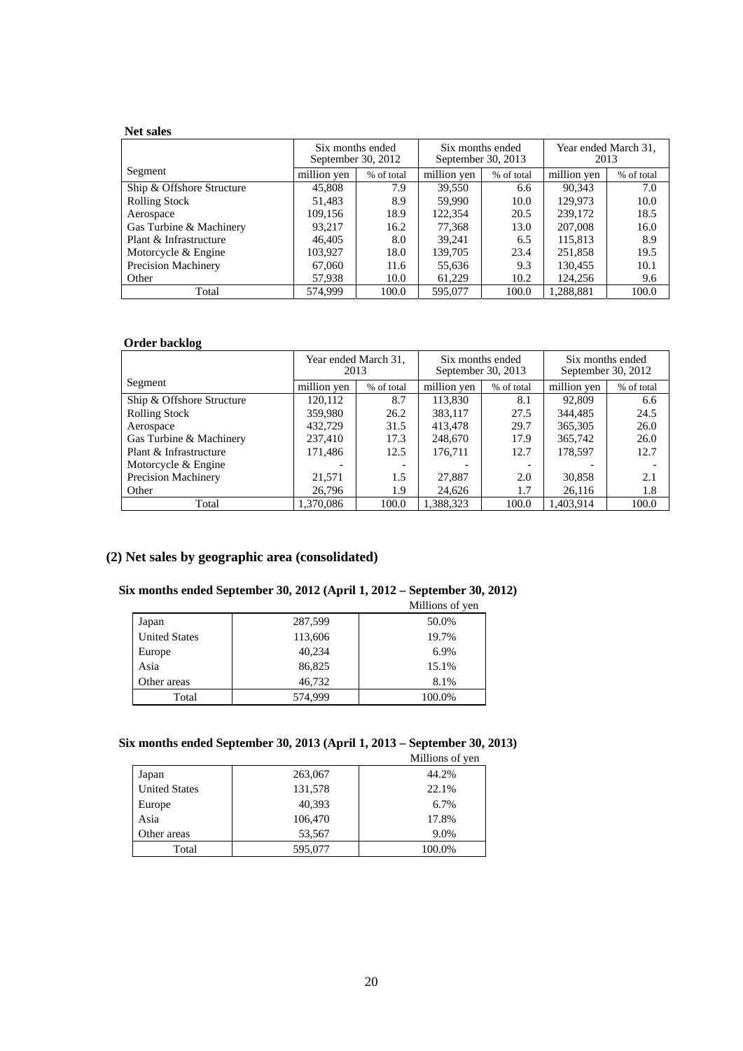**Net sales**

| Segment | Six months ended September 30, 2012 | | Six months ended September 30, 2013 | | Year ended March 31, 2013 | |
|---|---|---|---|---|---|---|
| | million yen | % of total | million yen | % of total | million yen | % of total |
| Ship & Offshore Structure | 45,808 | 7.9 | 39,550 | 6.6 | 90,343 | 7.0 |
| Rolling Stock | 51,483 | 8.9 | 59,990 | 10.0 | 129,973 | 10.0 |
| Aerospace | 109,156 | 18.9 | 122,354 | 20.5 | 239,172 | 18.5 |
| Gas Turbine & Machinery | 93,217 | 16.2 | 77,368 | 13.0 | 207,008 | 16.0 |
| Plant & Infrastructure | 46,405 | 8.0 | 39,241 | 6.5 | 115,813 | 8.9 |
| Motorcycle & Engine | 103,927 | 18.0 | 139,705 | 23.4 | 251,858 | 19.5 |
| Precision Machinery | 67,060 | 11.6 | 55,636 | 9.3 | 130,455 | 10.1 |
| Other | 57,938 | 10.0 | 61,229 | 10.2 | 124,256 | 9.6 |
| Total | 574,999 | 100.0 | 595,077 | 100.0 | 1,288,881 | 100.0 |

**Order backlog**

| Segment | Year ended March 31, 2013 | | Six months ended September 30, 2013 | | Six months ended September 30, 2012 | |
|---|---|---|---|---|---|---|
| | million yen | % of total | million yen | % of total | million yen | % of total |
| Ship & Offshore Structure | 120,112 | 8.7 | 113,830 | 8.1 | 92,809 | 6.6 |
| Rolling Stock | 359,980 | 26.2 | 383,117 | 27.5 | 344,485 | 24.5 |
| Aerospace | 432,729 | 31.5 | 413,478 | 29.7 | 365,305 | 26.0 |
| Gas Turbine & Machinery | 237,410 | 17.3 | 248,670 | 17.9 | 365,742 | 26.0 |
| Plant & Infrastructure | 171,486 | 12.5 | 176,711 | 12.7 | 178,597 | 12.7 |
| Motorcycle & Engine | - | - | - | - | - | - |
| Precision Machinery | 21,571 | 1.5 | 27,887 | 2.0 | 30,858 | 2.1 |
| Other | 26,796 | 1.9 | 24,626 | 1.7 | 26,116 | 1.8 |
| Total | 1,370,086 | 100.0 | 1,388,323 | 100.0 | 1,403,914 | 100.0 |

## (2) Net sales by geographic area (consolidated)

### Six months ended September 30, 2012 (April 1, 2012 – September 30, 2012)

Millions of yen

| | | |
|---|---|---|
| Japan | 287,599 | 50.0% |
| United States | 113,606 | 19.7% |
| Europe | 40,234 | 6.9% |
| Asia | 86,825 | 15.1% |
| Other areas | 46,732 | 8.1% |
| Total | 574,999 | 100.0% |

### Six months ended September 30, 2013 (April 1, 2013 – September 30, 2013)

Millions of yen

| | | |
|---|---|---|
| Japan | 263,067 | 44.2% |
| United States | 131,578 | 22.1% |
| Europe | 40,393 | 6.7% |
| Asia | 106,470 | 17.8% |
| Other areas | 53,567 | 9.0% |
| Total | 595,077 | 100.0% |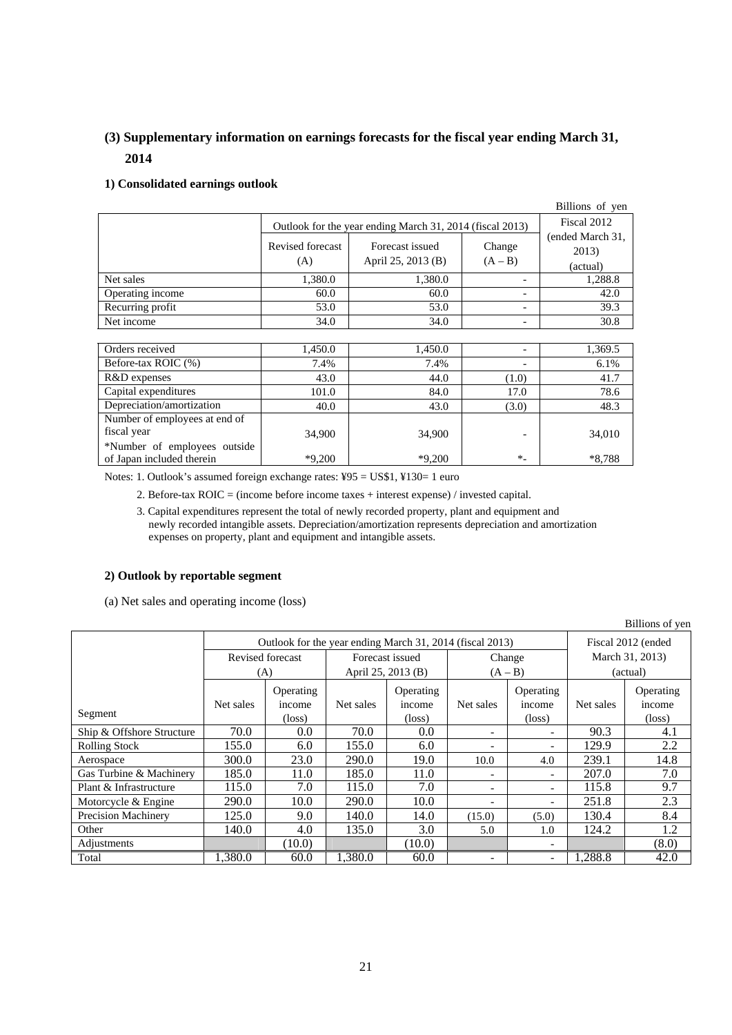## (3) Supplementary information on earnings forecasts for the fiscal year ending March 31, 2014

### 1) Consolidated earnings outlook

Billions of yen

| | Outlook for the year ending March 31, 2014 (fiscal 2013) | | | Fiscal 2012 (ended March 31, 2013) (actual) |
|---|---|---|---|---|
| | Revised forecast (A) | Forecast issued April 25, 2013 (B) | Change (A – B) | |
| Net sales | 1,380.0 | 1,380.0 | - | 1,288.8 |
| Operating income | 60.0 | 60.0 | - | 42.0 |
| Recurring profit | 53.0 | 53.0 | - | 39.3 |
| Net income | 34.0 | 34.0 | - | 30.8 |

| | Revised forecast (A) | Forecast issued April 25, 2013 (B) | Change (A – B) | Fiscal 2012 (actual) |
|---|---|---|---|---|
| Orders received | 1,450.0 | 1,450.0 | - | 1,369.5 |
| Before-tax ROIC (%) | 7.4% | 7.4% | - | 6.1% |
| R&D expenses | 43.0 | 44.0 | (1.0) | 41.7 |
| Capital expenditures | 101.0 | 84.0 | 17.0 | 78.6 |
| Depreciation/amortization | 40.0 | 43.0 | (3.0) | 48.3 |
| Number of employees at end of fiscal year | 34,900 | 34,900 | - | 34,010 |
| *Number of employees outside of Japan included therein | *9,200 | *9,200 | *- | *8,788 |

Notes: 1. Outlook's assumed foreign exchange rates: ¥95 = US$1, ¥130= 1 euro

2. Before-tax ROIC = (income before income taxes + interest expense) / invested capital.

3. Capital expenditures represent the total of newly recorded property, plant and equipment and newly recorded intangible assets. Depreciation/amortization represents depreciation and amortization expenses on property, plant and equipment and intangible assets.

### 2) Outlook by reportable segment

(a) Net sales and operating income (loss)

Billions of yen

| | Outlook for the year ending March 31, 2014 (fiscal 2013) | | | | | | Fiscal 2012 (ended March 31, 2013) (actual) | |
|---|---|---|---|---|---|---|---|---|
| | Revised forecast (A) | | Forecast issued April 25, 2013 (B) | | Change (A – B) | | | |
| Segment | Net sales | Operating income (loss) | Net sales | Operating income (loss) | Net sales | Operating income (loss) | Net sales | Operating income (loss) |
| Ship & Offshore Structure | 70.0 | 0.0 | 70.0 | 0.0 | - | - | 90.3 | 4.1 |
| Rolling Stock | 155.0 | 6.0 | 155.0 | 6.0 | - | - | 129.9 | 2.2 |
| Aerospace | 300.0 | 23.0 | 290.0 | 19.0 | 10.0 | 4.0 | 239.1 | 14.8 |
| Gas Turbine & Machinery | 185.0 | 11.0 | 185.0 | 11.0 | - | - | 207.0 | 7.0 |
| Plant & Infrastructure | 115.0 | 7.0 | 115.0 | 7.0 | - | - | 115.8 | 9.7 |
| Motorcycle & Engine | 290.0 | 10.0 | 290.0 | 10.0 | - | - | 251.8 | 2.3 |
| Precision Machinery | 125.0 | 9.0 | 140.0 | 14.0 | (15.0) | (5.0) | 130.4 | 8.4 |
| Other | 140.0 | 4.0 | 135.0 | 3.0 | 5.0 | 1.0 | 124.2 | 1.2 |
| Adjustments | | (10.0) | | (10.0) | | - | | (8.0) |
| Total | 1,380.0 | 60.0 | 1,380.0 | 60.0 | - | - | 1,288.8 | 42.0 |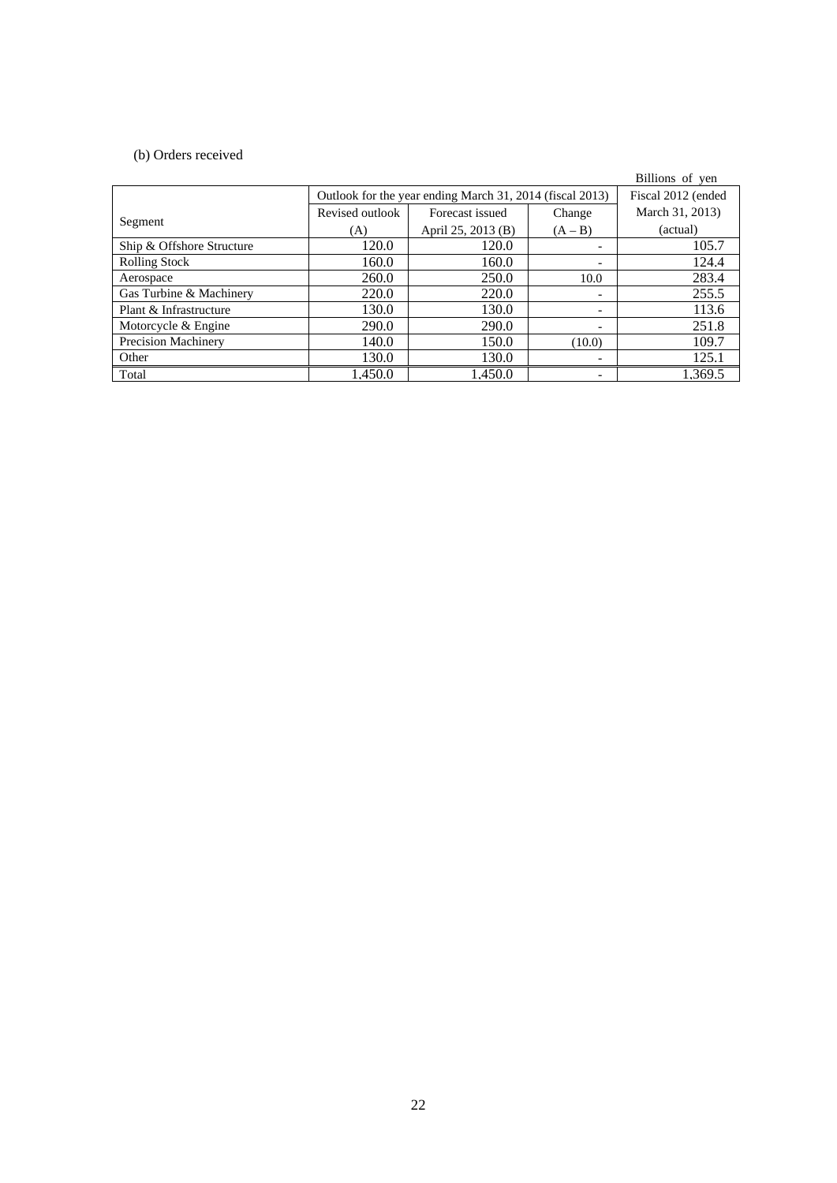(b) Orders received

Billions of yen

| Segment | Outlook for the year ending March 31, 2014 (fiscal 2013) | | | Fiscal 2012 (ended March 31, 2013) (actual) |
|---|---|---|---|---|
| | Revised outlook (A) | Forecast issued April 25, 2013 (B) | Change (A – B) | |
| Ship & Offshore Structure | 120.0 | 120.0 | - | 105.7 |
| Rolling Stock | 160.0 | 160.0 | - | 124.4 |
| Aerospace | 260.0 | 250.0 | 10.0 | 283.4 |
| Gas Turbine & Machinery | 220.0 | 220.0 | - | 255.5 |
| Plant & Infrastructure | 130.0 | 130.0 | - | 113.6 |
| Motorcycle & Engine | 290.0 | 290.0 | - | 251.8 |
| Precision Machinery | 140.0 | 150.0 | (10.0) | 109.7 |
| Other | 130.0 | 130.0 | - | 125.1 |
| Total | 1,450.0 | 1,450.0 | - | 1,369.5 |